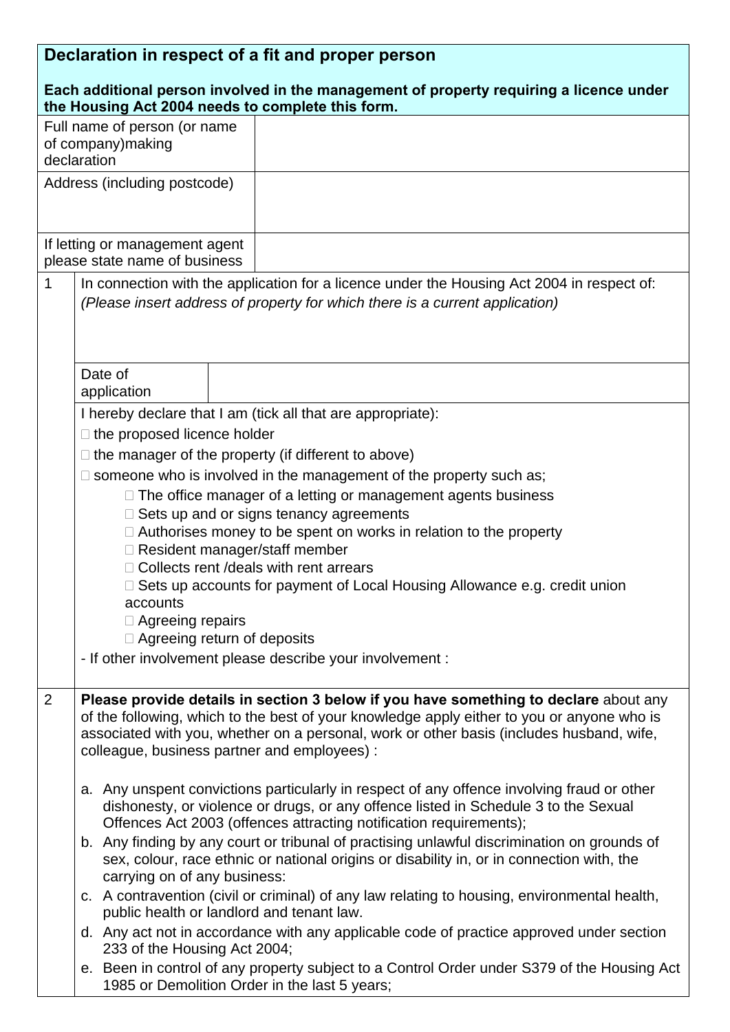## Declaration in respect of a fit and proper person

**Each additional person involved in the management of property requiring a licence under the Housing Act 2004 needs to complete this form.**

| | |
|---|---|
| Full name of person (or name of company)making declaration | |
| Address (including postcode) | |
| If letting or management agent please state name of business | |

**1** In connection with the application for a licence under the Housing Act 2004 in respect of:
*(Please insert address of property for which there is a current application)*

| | |
|---|---|
| Date of application | |

I hereby declare that I am (tick all that are appropriate):

- ☐ the proposed licence holder
- ☐ the manager of the property (if different to above)
- ☐ someone who is involved in the management of the property such as;
  - ☐ The office manager of a letting or management agents business
  - ☐ Sets up and or signs tenancy agreements
  - ☐ Authorises money to be spent on works in relation to the property
  - ☐ Resident manager/staff member
  - ☐ Collects rent /deals with rent arrears
  - ☐ Sets up accounts for payment of Local Housing Allowance e.g. credit union accounts
  - ☐ Agreeing repairs
  - ☐ Agreeing return of deposits

- If other involvement please describe your involvement :

**2** **Please provide details in section 3 below if you have something to declare** about any of the following, which to the best of your knowledge apply either to you or anyone who is associated with you, whether on a personal, work or other basis (includes husband, wife, colleague, business partner and employees) :

a. Any unspent convictions particularly in respect of any offence involving fraud or other dishonesty, or violence or drugs, or any offence listed in Schedule 3 to the Sexual Offences Act 2003 (offences attracting notification requirements);

b. Any finding by any court or tribunal of practising unlawful discrimination on grounds of sex, colour, race ethnic or national origins or disability in, or in connection with, the carrying on of any business:

c. A contravention (civil or criminal) of any law relating to housing, environmental health, public health or landlord and tenant law.

d. Any act not in accordance with any applicable code of practice approved under section 233 of the Housing Act 2004;

e. Been in control of any property subject to a Control Order under S379 of the Housing Act 1985 or Demolition Order in the last 5 years;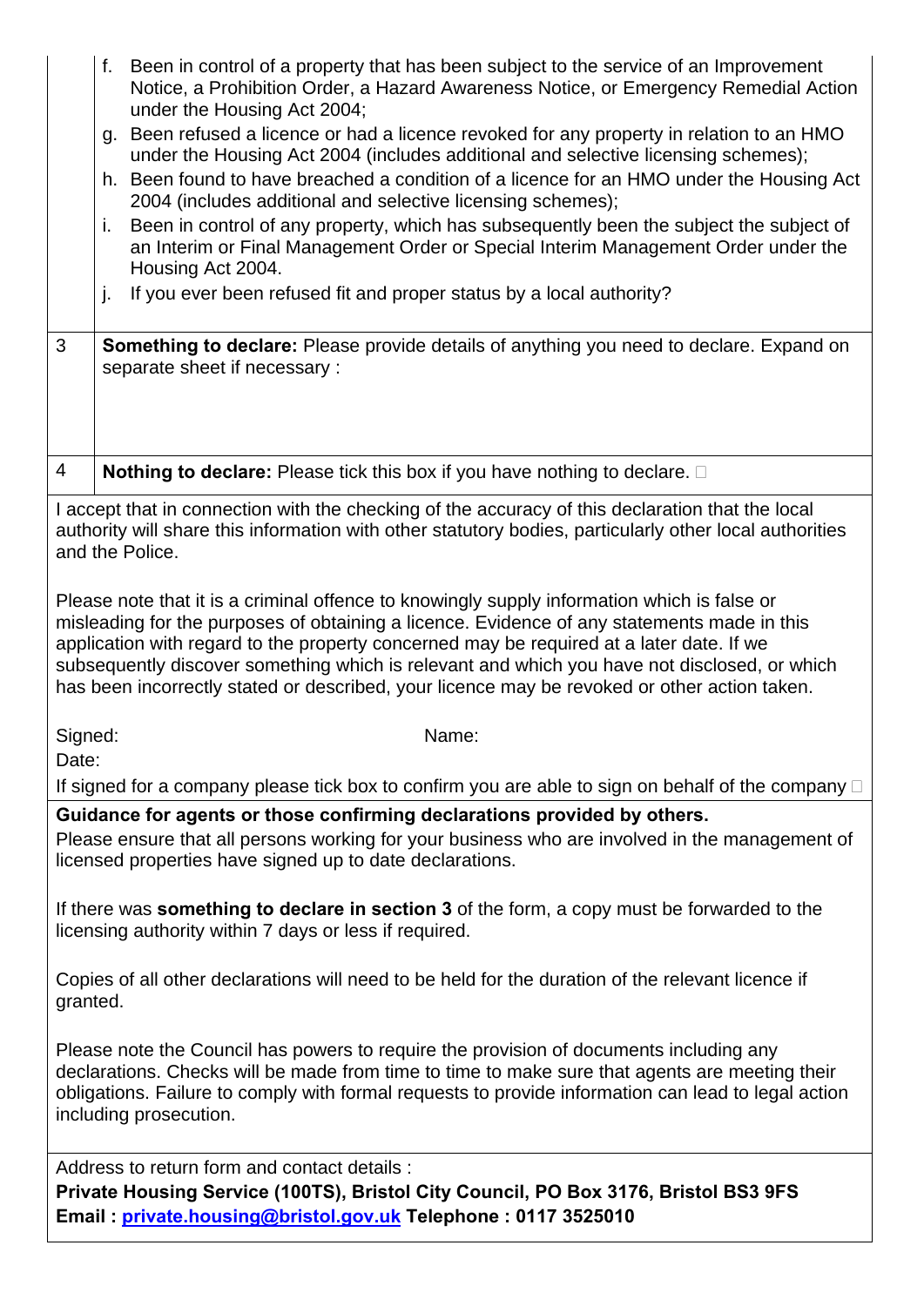| | |
|---|---|
| | f. Been in control of a property that has been subject to the service of an Improvement Notice, a Prohibition Order, a Hazard Awareness Notice, or Emergency Remedial Action under the Housing Act 2004;<br>g. Been refused a licence or had a licence revoked for any property in relation to an HMO under the Housing Act 2004 (includes additional and selective licensing schemes);<br>h. Been found to have breached a condition of a licence for an HMO under the Housing Act 2004 (includes additional and selective licensing schemes);<br>i. Been in control of any property, which has subsequently been the subject the subject of an Interim or Final Management Order or Special Interim Management Order under the Housing Act 2004.<br>j. If you ever been refused fit and proper status by a local authority? |
| 3 | **Something to declare:** Please provide details of anything you need to declare. Expand on separate sheet if necessary : |
| 4 | **Nothing to declare:** Please tick this box if you have nothing to declare. ☐ |

I accept that in connection with the checking of the accuracy of this declaration that the local authority will share this information with other statutory bodies, particularly other local authorities and the Police.

Please note that it is a criminal offence to knowingly supply information which is false or misleading for the purposes of obtaining a licence. Evidence of any statements made in this application with regard to the property concerned may be required at a later date. If we subsequently discover something which is relevant and which you have not disclosed, or which has been incorrectly stated or described, your licence may be revoked or other action taken.

Signed: Name:

Date:

If signed for a company please tick box to confirm you are able to sign on behalf of the company ☐

**Guidance for agents or those confirming declarations provided by others.**

Please ensure that all persons working for your business who are involved in the management of licensed properties have signed up to date declarations.

If there was **something to declare in section 3** of the form, a copy must be forwarded to the licensing authority within 7 days or less if required.

Copies of all other declarations will need to be held for the duration of the relevant licence if granted.

Please note the Council has powers to require the provision of documents including any declarations. Checks will be made from time to time to make sure that agents are meeting their obligations. Failure to comply with formal requests to provide information can lead to legal action including prosecution.

Address to return form and contact details :

**Private Housing Service (100TS), Bristol City Council, PO Box 3176, Bristol BS3 9FS**

**Email : [private.housing@bristol.gov.uk](mailto:private.housing@bristol.gov.uk) Telephone : 0117 3525010**